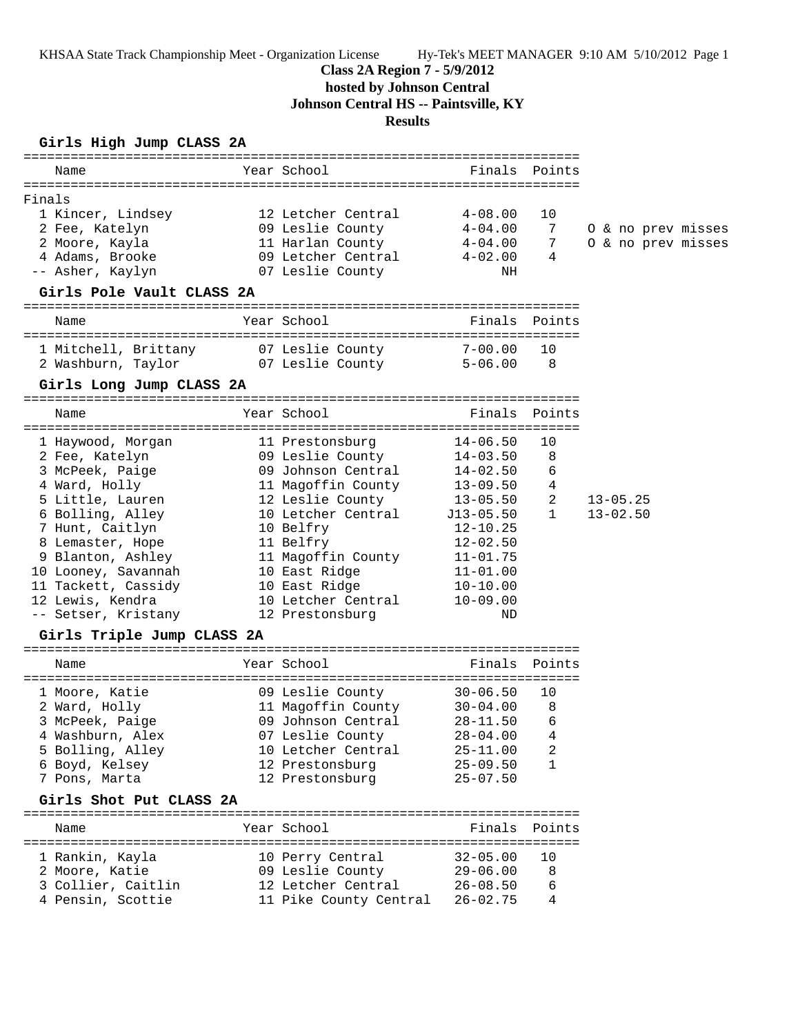# Class 2A Region 7 - 5/9/2012

**hosted by Johnson Central**

**Johnson Central HS -- Paintsville, KY**

**Results**

## Girls High Jump CLASS 2A

**Finals**

| Place | Name | Year | School | Finals | Points | |
|---|---|---|---|---|---|---|
| 1 | Kincer, Lindsey | 12 | Letcher Central | 4-08.00 | 10 | |
| 2 | Fee, Katelyn | 09 | Leslie County | 4-04.00 | 7 | O & no prev misses |
| 2 | Moore, Kayla | 11 | Harlan County | 4-04.00 | 7 | O & no prev misses |
| 4 | Adams, Brooke | 09 | Letcher Central | 4-02.00 | 4 | |
| -- | Asher, Kaylyn | 07 | Leslie County | NH | | |

## Girls Pole Vault CLASS 2A

| Place | Name | Year | School | Finals | Points |
|---|---|---|---|---|---|
| 1 | Mitchell, Brittany | 07 | Leslie County | 7-00.00 | 10 |
| 2 | Washburn, Taylor | 07 | Leslie County | 5-06.00 | 8 |

## Girls Long Jump CLASS 2A

| Place | Name | Year | School | Finals | Points | |
|---|---|---|---|---|---|---|
| 1 | Haywood, Morgan | 11 | Prestonsburg | 14-06.50 | 10 | |
| 2 | Fee, Katelyn | 09 | Leslie County | 14-03.50 | 8 | |
| 3 | McPeek, Paige | 09 | Johnson Central | 14-02.50 | 6 | |
| 4 | Ward, Holly | 11 | Magoffin County | 13-09.50 | 4 | |
| 5 | Little, Lauren | 12 | Leslie County | 13-05.50 | 2 | 13-05.25 |
| 6 | Bolling, Alley | 10 | Letcher Central | J13-05.50 | 1 | 13-02.50 |
| 7 | Hunt, Caitlyn | 10 | Belfry | 12-10.25 | | |
| 8 | Lemaster, Hope | 11 | Belfry | 12-02.50 | | |
| 9 | Blanton, Ashley | 11 | Magoffin County | 11-01.75 | | |
| 10 | Looney, Savannah | 10 | East Ridge | 11-01.00 | | |
| 11 | Tackett, Cassidy | 10 | East Ridge | 10-10.00 | | |
| 12 | Lewis, Kendra | 10 | Letcher Central | 10-09.00 | | |
| -- | Setser, Kristany | 12 | Prestonsburg | ND | | |

## Girls Triple Jump CLASS 2A

| Place | Name | Year | School | Finals | Points |
|---|---|---|---|---|---|
| 1 | Moore, Katie | 09 | Leslie County | 30-06.50 | 10 |
| 2 | Ward, Holly | 11 | Magoffin County | 30-04.00 | 8 |
| 3 | McPeek, Paige | 09 | Johnson Central | 28-11.50 | 6 |
| 4 | Washburn, Alex | 07 | Leslie County | 28-04.00 | 4 |
| 5 | Bolling, Alley | 10 | Letcher Central | 25-11.00 | 2 |
| 6 | Boyd, Kelsey | 12 | Prestonsburg | 25-09.50 | 1 |
| 7 | Pons, Marta | 12 | Prestonsburg | 25-07.50 | |

## Girls Shot Put CLASS 2A

| Place | Name | Year | School | Finals | Points |
|---|---|---|---|---|---|
| 1 | Rankin, Kayla | 10 | Perry Central | 32-05.00 | 10 |
| 2 | Moore, Katie | 09 | Leslie County | 29-06.00 | 8 |
| 3 | Collier, Caitlin | 12 | Letcher Central | 26-08.50 | 6 |
| 4 | Pensin, Scottie | 11 | Pike County Central | 26-02.75 | 4 |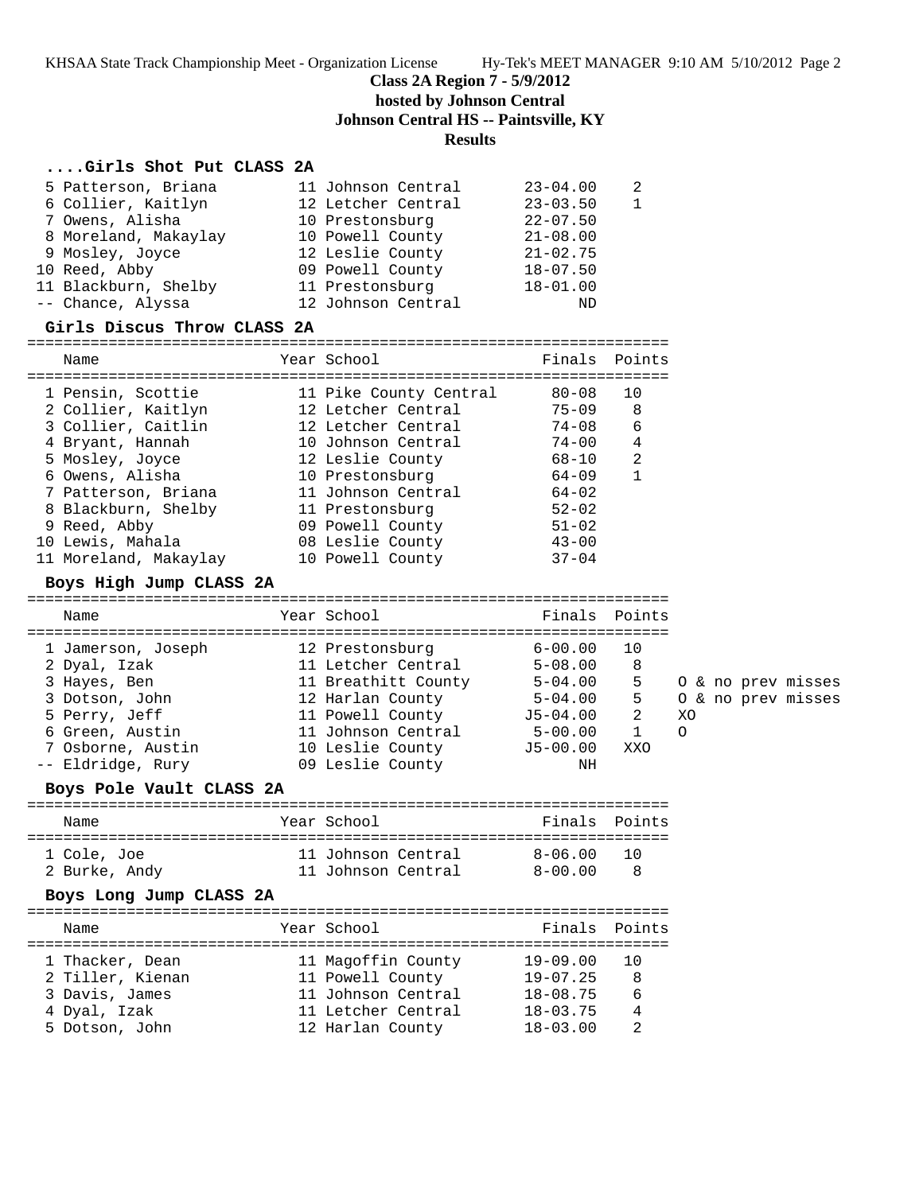**Class 2A Region 7 - 5/9/2012**
**hosted by Johnson Central**
**Johnson Central HS -- Paintsville, KY**
**Results**

### ....Girls Shot Put CLASS 2A

| Place | Name | Year | School | Finals | Points |
|---|---|---|---|---|---|
| 5 | Patterson, Briana | 11 | Johnson Central | 23-04.00 | 2 |
| 6 | Collier, Kaitlyn | 12 | Letcher Central | 23-03.50 | 1 |
| 7 | Owens, Alisha | 10 | Prestonsburg | 22-07.50 | |
| 8 | Moreland, Makaylay | 10 | Powell County | 21-08.00 | |
| 9 | Mosley, Joyce | 12 | Leslie County | 21-02.75 | |
| 10 | Reed, Abby | 09 | Powell County | 18-07.50 | |
| 11 | Blackburn, Shelby | 11 | Prestonsburg | 18-01.00 | |
| -- | Chance, Alyssa | 12 | Johnson Central | ND | |

### Girls Discus Throw CLASS 2A

| Place | Name | Year | School | Finals | Points |
|---|---|---|---|---|---|
| 1 | Pensin, Scottie | 11 | Pike County Central | 80-08 | 10 |
| 2 | Collier, Kaitlyn | 12 | Letcher Central | 75-09 | 8 |
| 3 | Collier, Caitlin | 12 | Letcher Central | 74-08 | 6 |
| 4 | Bryant, Hannah | 10 | Johnson Central | 74-00 | 4 |
| 5 | Mosley, Joyce | 12 | Leslie County | 68-10 | 2 |
| 6 | Owens, Alisha | 10 | Prestonsburg | 64-09 | 1 |
| 7 | Patterson, Briana | 11 | Johnson Central | 64-02 | |
| 8 | Blackburn, Shelby | 11 | Prestonsburg | 52-02 | |
| 9 | Reed, Abby | 09 | Powell County | 51-02 | |
| 10 | Lewis, Mahala | 08 | Leslie County | 43-00 | |
| 11 | Moreland, Makaylay | 10 | Powell County | 37-04 | |

### Boys High Jump CLASS 2A

| Place | Name | Year | School | Finals | Points | |
|---|---|---|---|---|---|---|
| 1 | Jamerson, Joseph | 12 | Prestonsburg | 6-00.00 | 10 | |
| 2 | Dyal, Izak | 11 | Letcher Central | 5-08.00 | 8 | |
| 3 | Hayes, Ben | 11 | Breathitt County | 5-04.00 | 5 | O & no prev misses |
| 3 | Dotson, John | 12 | Harlan County | 5-04.00 | 5 | O & no prev misses |
| 5 | Perry, Jeff | 11 | Powell County | J5-04.00 | 2 | XO |
| 6 | Green, Austin | 11 | Johnson Central | 5-00.00 | 1 | O |
| 7 | Osborne, Austin | 10 | Leslie County | J5-00.00 | XXO | |
| -- | Eldridge, Rury | 09 | Leslie County | NH | | |

### Boys Pole Vault CLASS 2A

| Place | Name | Year | School | Finals | Points |
|---|---|---|---|---|---|
| 1 | Cole, Joe | 11 | Johnson Central | 8-06.00 | 10 |
| 2 | Burke, Andy | 11 | Johnson Central | 8-00.00 | 8 |

### Boys Long Jump CLASS 2A

| Place | Name | Year | School | Finals | Points |
|---|---|---|---|---|---|
| 1 | Thacker, Dean | 11 | Magoffin County | 19-09.00 | 10 |
| 2 | Tiller, Kienan | 11 | Powell County | 19-07.25 | 8 |
| 3 | Davis, James | 11 | Johnson Central | 18-08.75 | 6 |
| 4 | Dyal, Izak | 11 | Letcher Central | 18-03.75 | 4 |
| 5 | Dotson, John | 12 | Harlan County | 18-03.00 | 2 |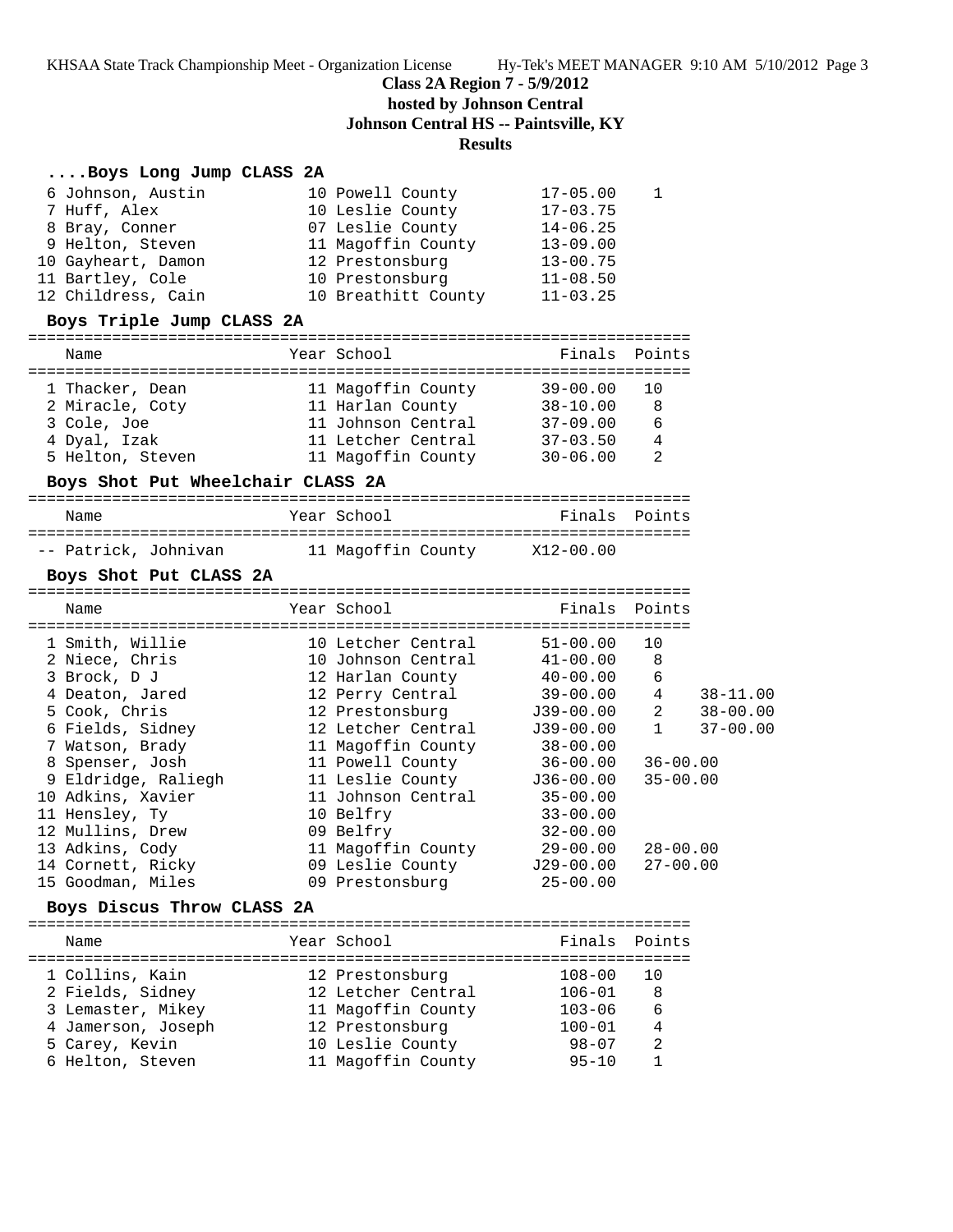**Class 2A Region 7 - 5/9/2012**

**hosted by Johnson Central**

**Johnson Central HS -- Paintsville, KY**

**Results**

### ....Boys Long Jump CLASS 2A

| Place | Name | Year | School | Finals | Points |
|---|---|---|---|---|---|
| 6 | Johnson, Austin | 10 | Powell County | 17-05.00 | 1 |
| 7 | Huff, Alex | 10 | Leslie County | 17-03.75 | |
| 8 | Bray, Conner | 07 | Leslie County | 14-06.25 | |
| 9 | Helton, Steven | 11 | Magoffin County | 13-09.00 | |
| 10 | Gayheart, Damon | 12 | Prestonsburg | 13-00.75 | |
| 11 | Bartley, Cole | 10 | Prestonsburg | 11-08.50 | |
| 12 | Childress, Cain | 10 | Breathitt County | 11-03.25 | |

### Boys Triple Jump CLASS 2A

| Place | Name | Year | School | Finals | Points |
|---|---|---|---|---|---|
| 1 | Thacker, Dean | 11 | Magoffin County | 39-00.00 | 10 |
| 2 | Miracle, Coty | 11 | Harlan County | 38-10.00 | 8 |
| 3 | Cole, Joe | 11 | Johnson Central | 37-09.00 | 6 |
| 4 | Dyal, Izak | 11 | Letcher Central | 37-03.50 | 4 |
| 5 | Helton, Steven | 11 | Magoffin County | 30-06.00 | 2 |

### Boys Shot Put Wheelchair CLASS 2A

| Place | Name | Year | School | Finals | Points |
|---|---|---|---|---|---|
| -- | Patrick, Johnivan | 11 | Magoffin County | X12-00.00 | |

### Boys Shot Put CLASS 2A

| Place | Name | Year | School | Finals | Points | |
|---|---|---|---|---|---|---|
| 1 | Smith, Willie | 10 | Letcher Central | 51-00.00 | 10 | |
| 2 | Niece, Chris | 10 | Johnson Central | 41-00.00 | 8 | |
| 3 | Brock, D J | 12 | Harlan County | 40-00.00 | 6 | |
| 4 | Deaton, Jared | 12 | Perry Central | 39-00.00 | 4 | 38-11.00 |
| 5 | Cook, Chris | 12 | Prestonsburg | J39-00.00 | 2 | 38-00.00 |
| 6 | Fields, Sidney | 12 | Letcher Central | J39-00.00 | 1 | 37-00.00 |
| 7 | Watson, Brady | 11 | Magoffin County | 38-00.00 | | |
| 8 | Spenser, Josh | 11 | Powell County | 36-00.00 | 36-00.00 | |
| 9 | Eldridge, Raliegh | 11 | Leslie County | J36-00.00 | 35-00.00 | |
| 10 | Adkins, Xavier | 11 | Johnson Central | 35-00.00 | | |
| 11 | Hensley, Ty | 10 | Belfry | 33-00.00 | | |
| 12 | Mullins, Drew | 09 | Belfry | 32-00.00 | | |
| 13 | Adkins, Cody | 11 | Magoffin County | 29-00.00 | 28-00.00 | |
| 14 | Cornett, Ricky | 09 | Leslie County | J29-00.00 | 27-00.00 | |
| 15 | Goodman, Miles | 09 | Prestonsburg | 25-00.00 | | |

### Boys Discus Throw CLASS 2A

| Place | Name | Year | School | Finals | Points |
|---|---|---|---|---|---|
| 1 | Collins, Kain | 12 | Prestonsburg | 108-00 | 10 |
| 2 | Fields, Sidney | 12 | Letcher Central | 106-01 | 8 |
| 3 | Lemaster, Mikey | 11 | Magoffin County | 103-06 | 6 |
| 4 | Jamerson, Joseph | 12 | Prestonsburg | 100-01 | 4 |
| 5 | Carey, Kevin | 10 | Leslie County | 98-07 | 2 |
| 6 | Helton, Steven | 11 | Magoffin County | 95-10 | 1 |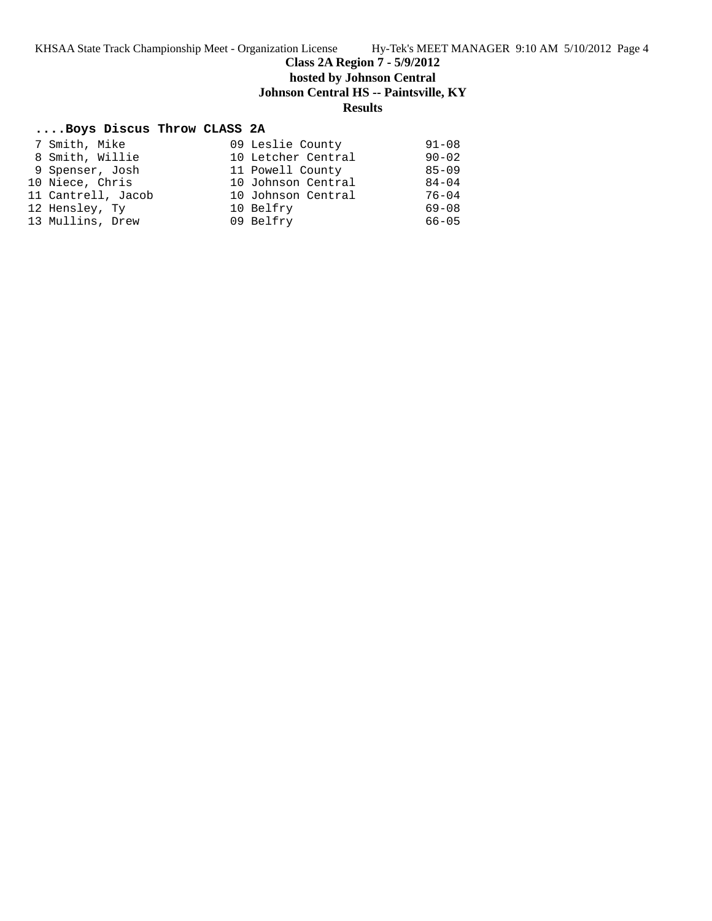**Class 2A Region 7 - 5/9/2012**

**hosted by Johnson Central**

**Johnson Central HS -- Paintsville, KY**

**Results**

**....Boys Discus Throw CLASS 2A**

| | | | | |
|---|---|---|---|---|
| 7 | Smith, Mike | 09 | Leslie County | 91-08 |
| 8 | Smith, Willie | 10 | Letcher Central | 90-02 |
| 9 | Spenser, Josh | 11 | Powell County | 85-09 |
| 10 | Niece, Chris | 10 | Johnson Central | 84-04 |
| 11 | Cantrell, Jacob | 10 | Johnson Central | 76-04 |
| 12 | Hensley, Ty | 10 | Belfry | 69-08 |
| 13 | Mullins, Drew | 09 | Belfry | 66-05 |